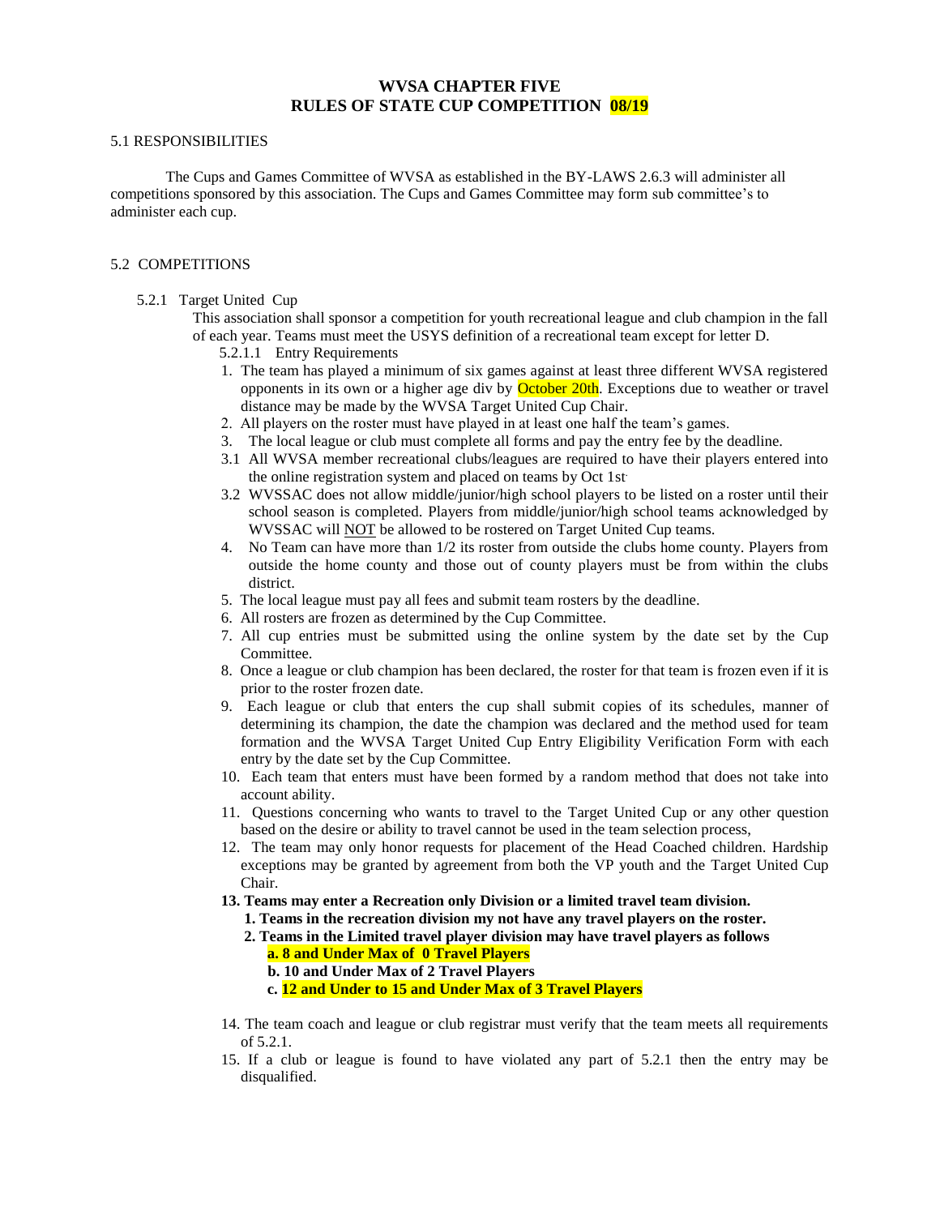# WVSA CHAPTER FIVE
# RULES OF STATE CUP COMPETITION 08/19

5.1 RESPONSIBILITIES

The Cups and Games Committee of WVSA as established in the BY-LAWS 2.6.3 will administer all competitions sponsored by this association. The Cups and Games Committee may form sub committee's to administer each cup.

5.2 COMPETITIONS

5.2.1 Target United Cup

This association shall sponsor a competition for youth recreational league and club champion in the fall of each year. Teams must meet the USYS definition of a recreational team except for letter D.

5.2.1.1 Entry Requirements

1. The team has played a minimum of six games against at least three different WVSA registered opponents in its own or a higher age div by October 20th. Exceptions due to weather or travel distance may be made by the WVSA Target United Cup Chair.
2. All players on the roster must have played in at least one half the team's games.
3. The local league or club must complete all forms and pay the entry fee by the deadline.

3.1 All WVSA member recreational clubs/leagues are required to have their players entered into the online registration system and placed on teams by Oct 1st.

3.2 WVSSAC does not allow middle/junior/high school players to be listed on a roster until their school season is completed. Players from middle/junior/high school teams acknowledged by WVSSAC will NOT be allowed to be rostered on Target United Cup teams.

4. No Team can have more than 1/2 its roster from outside the clubs home county. Players from outside the home county and those out of county players must be from within the clubs district.
5. The local league must pay all fees and submit team rosters by the deadline.
6. All rosters are frozen as determined by the Cup Committee.
7. All cup entries must be submitted using the online system by the date set by the Cup Committee.
8. Once a league or club champion has been declared, the roster for that team is frozen even if it is prior to the roster frozen date.
9. Each league or club that enters the cup shall submit copies of its schedules, manner of determining its champion, the date the champion was declared and the method used for team formation and the WVSA Target United Cup Entry Eligibility Verification Form with each entry by the date set by the Cup Committee.
10. Each team that enters must have been formed by a random method that does not take into account ability.
11. Questions concerning who wants to travel to the Target United Cup or any other question based on the desire or ability to travel cannot be used in the team selection process,
12. The team may only honor requests for placement of the Head Coached children. Hardship exceptions may be granted by agreement from both the VP youth and the Target United Cup Chair.
13. **Teams may enter a Recreation only Division or a limited travel team division.**
    1. **Teams in the recreation division my not have any travel players on the roster.**
    2. **Teams in the Limited travel player division may have travel players as follows**
       - **a. 8 and Under Max of 0 Travel Players**
       - **b. 10 and Under Max of 2 Travel Players**
       - **c. 12 and Under to 15 and Under Max of 3 Travel Players**
14. The team coach and league or club registrar must verify that the team meets all requirements of 5.2.1.
15. If a club or league is found to have violated any part of 5.2.1 then the entry may be disqualified.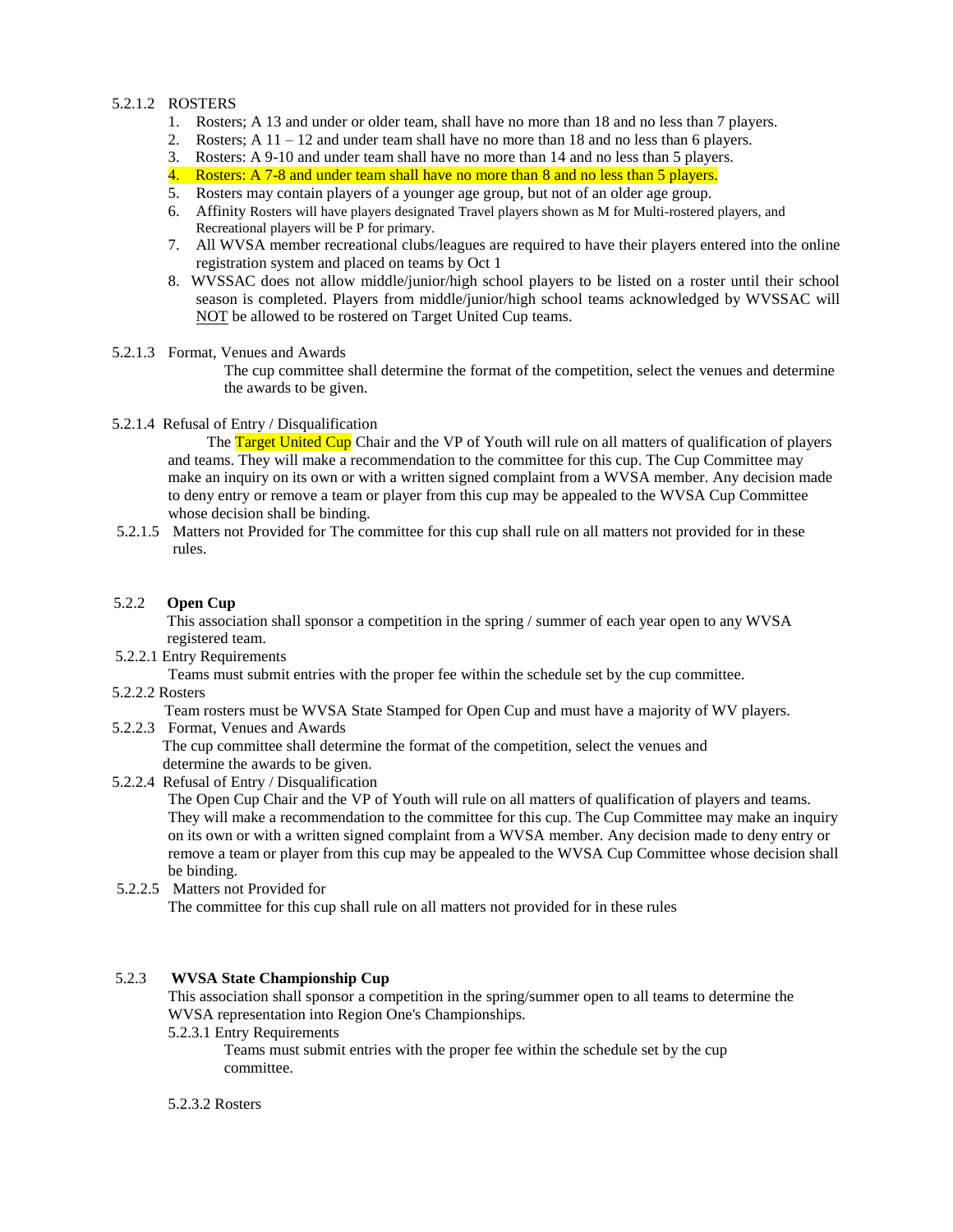5.2.1.2 ROSTERS

1. Rosters; A 13 and under or older team, shall have no more than 18 and no less than 7 players.
2. Rosters; A 11 – 12 and under team shall have no more than 18 and no less than 6 players.
3. Rosters: A 9-10 and under team shall have no more than 14 and no less than 5 players.
4. Rosters: A 7-8 and under team shall have no more than 8 and no less than 5 players.
5. Rosters may contain players of a younger age group, but not of an older age group.
6. Affinity Rosters will have players designated Travel players shown as M for Multi-rostered players, and Recreational players will be P for primary.
7. All WVSA member recreational clubs/leagues are required to have their players entered into the online registration system and placed on teams by Oct 1
8. WVSSAC does not allow middle/junior/high school players to be listed on a roster until their school season is completed. Players from middle/junior/high school teams acknowledged by WVSSAC will NOT be allowed to be rostered on Target United Cup teams.

5.2.1.3 Format, Venues and Awards

The cup committee shall determine the format of the competition, select the venues and determine the awards to be given.

5.2.1.4 Refusal of Entry / Disqualification

The Target United Cup Chair and the VP of Youth will rule on all matters of qualification of players and teams. They will make a recommendation to the committee for this cup. The Cup Committee may make an inquiry on its own or with a written signed complaint from a WVSA member. Any decision made to deny entry or remove a team or player from this cup may be appealed to the WVSA Cup Committee whose decision shall be binding.

5.2.1.5 Matters not Provided for The committee for this cup shall rule on all matters not provided for in these rules.

5.2.2 **Open Cup**

This association shall sponsor a competition in the spring / summer of each year open to any WVSA registered team.

5.2.2.1 Entry Requirements

Teams must submit entries with the proper fee within the schedule set by the cup committee.

5.2.2.2 Rosters

Team rosters must be WVSA State Stamped for Open Cup and must have a majority of WV players.

5.2.2.3 Format, Venues and Awards

The cup committee shall determine the format of the competition, select the venues and determine the awards to be given.

5.2.2.4 Refusal of Entry / Disqualification

The Open Cup Chair and the VP of Youth will rule on all matters of qualification of players and teams. They will make a recommendation to the committee for this cup. The Cup Committee may make an inquiry on its own or with a written signed complaint from a WVSA member. Any decision made to deny entry or remove a team or player from this cup may be appealed to the WVSA Cup Committee whose decision shall be binding.

5.2.2.5 Matters not Provided for

The committee for this cup shall rule on all matters not provided for in these rules

5.2.3 **WVSA State Championship Cup**

This association shall sponsor a competition in the spring/summer open to all teams to determine the WVSA representation into Region One's Championships.

5.2.3.1 Entry Requirements

Teams must submit entries with the proper fee within the schedule set by the cup committee.

5.2.3.2 Rosters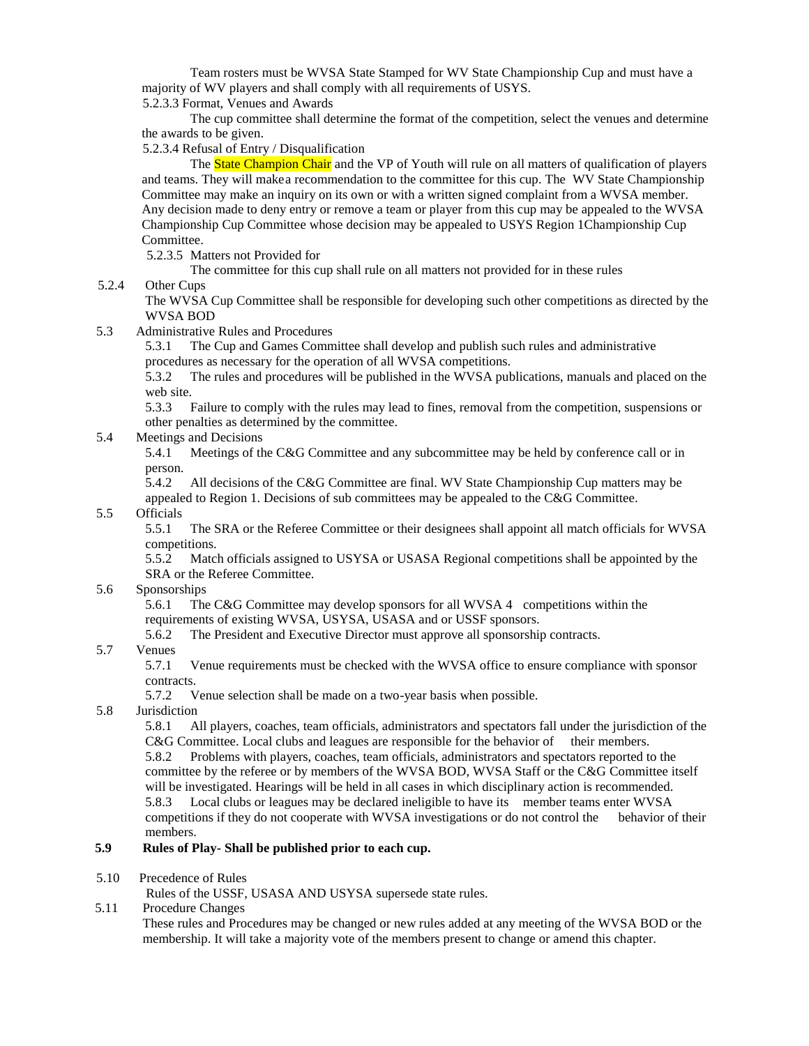Team rosters must be WVSA State Stamped for WV State Championship Cup and must have a majority of WV players and shall comply with all requirements of USYS.

5.2.3.3 Format, Venues and Awards

The cup committee shall determine the format of the competition, select the venues and determine the awards to be given.

5.2.3.4 Refusal of Entry / Disqualification

The State Champion Chair and the VP of Youth will rule on all matters of qualification of players and teams. They will makea recommendation to the committee for this cup. The WV State Championship Committee may make an inquiry on its own or with a written signed complaint from a WVSA member. Any decision made to deny entry or remove a team or player from this cup may be appealed to the WVSA Championship Cup Committee whose decision may be appealed to USYS Region 1Championship Cup Committee.

5.2.3.5 Matters not Provided for

The committee for this cup shall rule on all matters not provided for in these rules

5.2.4 Other Cups

The WVSA Cup Committee shall be responsible for developing such other competitions as directed by the WVSA BOD

5.3 Administrative Rules and Procedures

5.3.1 The Cup and Games Committee shall develop and publish such rules and administrative procedures as necessary for the operation of all WVSA competitions.

5.3.2 The rules and procedures will be published in the WVSA publications, manuals and placed on the web site.

5.3.3 Failure to comply with the rules may lead to fines, removal from the competition, suspensions or other penalties as determined by the committee.

5.4 Meetings and Decisions

5.4.1 Meetings of the C&G Committee and any subcommittee may be held by conference call or in person.

5.4.2 All decisions of the C&G Committee are final. WV State Championship Cup matters may be appealed to Region 1. Decisions of sub committees may be appealed to the C&G Committee.

5.5 Officials

5.5.1 The SRA or the Referee Committee or their designees shall appoint all match officials for WVSA competitions.

5.5.2 Match officials assigned to USYSA or USASA Regional competitions shall be appointed by the SRA or the Referee Committee.

5.6 Sponsorships

5.6.1 The C&G Committee may develop sponsors for all WVSA 4 competitions within the requirements of existing WVSA, USYSA, USASA and or USSF sponsors.

5.6.2 The President and Executive Director must approve all sponsorship contracts.

5.7 Venues

5.7.1 Venue requirements must be checked with the WVSA office to ensure compliance with sponsor contracts.

5.7.2 Venue selection shall be made on a two-year basis when possible.

5.8 Jurisdiction

5.8.1 All players, coaches, team officials, administrators and spectators fall under the jurisdiction of the C&G Committee. Local clubs and leagues are responsible for the behavior of their members.

5.8.2 Problems with players, coaches, team officials, administrators and spectators reported to the committee by the referee or by members of the WVSA BOD, WVSA Staff or the C&G Committee itself will be investigated. Hearings will be held in all cases in which disciplinary action is recommended.

5.8.3 Local clubs or leagues may be declared ineligible to have its member teams enter WVSA competitions if they do not cooperate with WVSA investigations or do not control the behavior of their members.

**5.9 Rules of Play- Shall be published prior to each cup.**

5.10 Precedence of Rules

Rules of the USSF, USASA AND USYSA supersede state rules.

5.11 Procedure Changes

These rules and Procedures may be changed or new rules added at any meeting of the WVSA BOD or the membership. It will take a majority vote of the members present to change or amend this chapter.